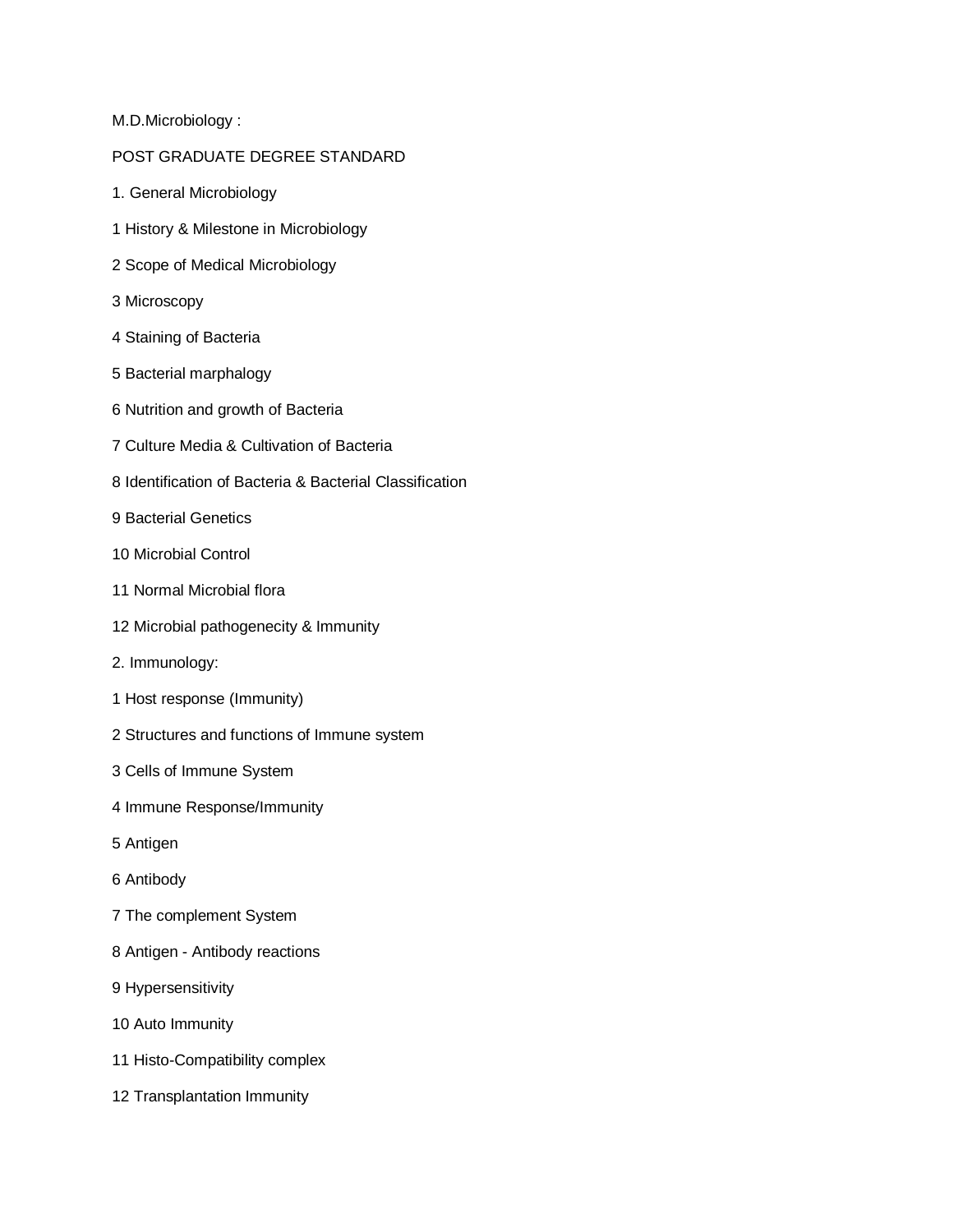M.D.Microbiology :

POST GRADUATE DEGREE STANDARD

1. General Microbiology

1 History & Milestone in Microbiology

2 Scope of Medical Microbiology

3 Microscopy

4 Staining of Bacteria

5 Bacterial marphalogy

6 Nutrition and growth of Bacteria

7 Culture Media & Cultivation of Bacteria

8 Identification of Bacteria & Bacterial Classification

9 Bacterial Genetics

10 Microbial Control

11 Normal Microbial flora

12 Microbial pathogenecity & Immunity

2. Immunology:

1 Host response (Immunity)

2 Structures and functions of Immune system

3 Cells of Immune System

4 Immune Response/Immunity

5 Antigen

6 Antibody

7 The complement System

8 Antigen - Antibody reactions

9 Hypersensitivity

10 Auto Immunity

11 Histo-Compatibility complex

12 Transplantation Immunity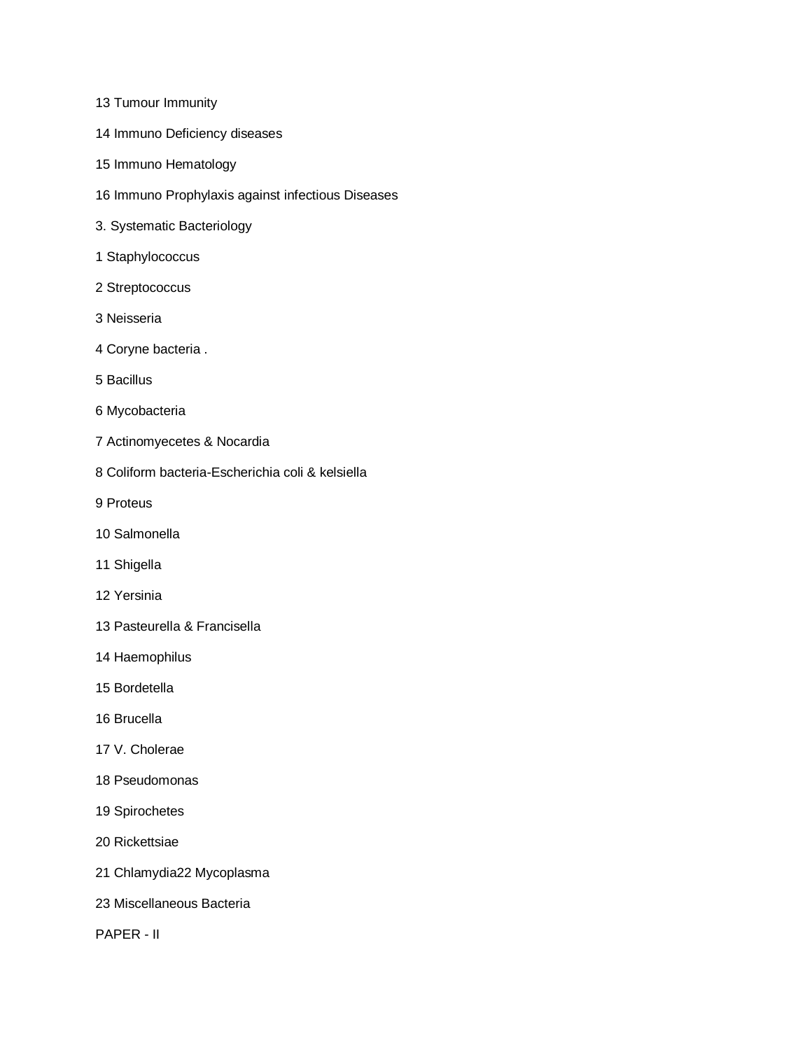13 Tumour Immunity

14 Immuno Deficiency diseases

15 Immuno Hematology

16 Immuno Prophylaxis against infectious Diseases

3. Systematic Bacteriology

1 Staphylococcus

2 Streptococcus

3 Neisseria

4 Coryne bacteria .

5 Bacillus

6 Mycobacteria

7 Actinomyecetes & Nocardia

8 Coliform bacteria-Escherichia coli & kelsiella

9 Proteus

10 Salmonella

11 Shigella

12 Yersinia

13 Pasteurella & Francisella

14 Haemophilus

15 Bordetella

16 Brucella

17 V. Cholerae

18 Pseudomonas

19 Spirochetes

20 Rickettsiae

21 Chlamydia22 Mycoplasma

23 Miscellaneous Bacteria

PAPER - II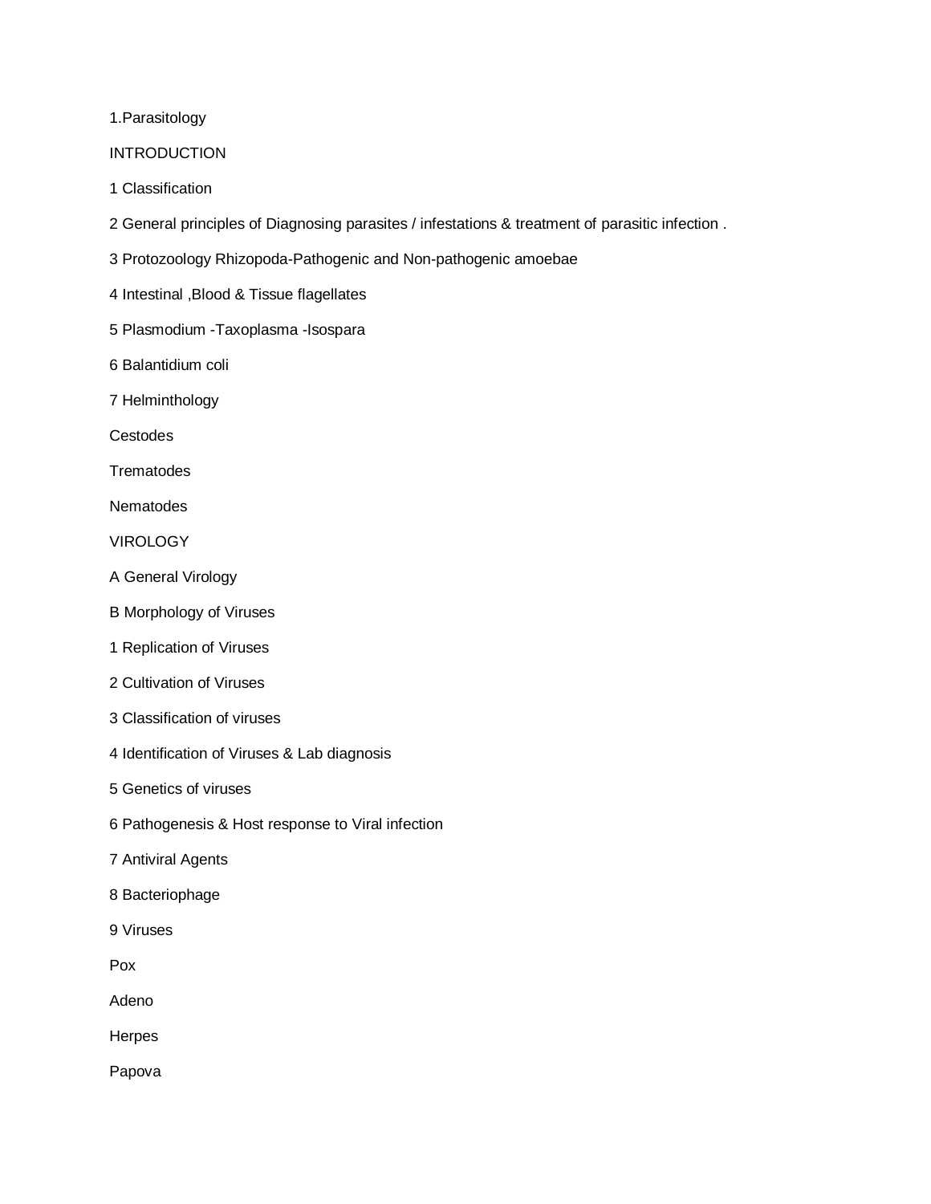1.Parasitology

INTRODUCTION

1 Classification

2 General principles of Diagnosing parasites / infestations & treatment of parasitic infection .

3 Protozoology Rhizopoda-Pathogenic and Non-pathogenic amoebae

4 Intestinal ,Blood & Tissue flagellates

5 Plasmodium -Taxoplasma -Isospara

6 Balantidium coli

7 Helminthology

Cestodes

Trematodes

Nematodes

VIROLOGY

A General Virology

B Morphology of Viruses

1 Replication of Viruses

2 Cultivation of Viruses

3 Classification of viruses

4 Identification of Viruses & Lab diagnosis

5 Genetics of viruses

6 Pathogenesis & Host response to Viral infection

7 Antiviral Agents

8 Bacteriophage

9 Viruses

Pox

Adeno

Herpes

Papova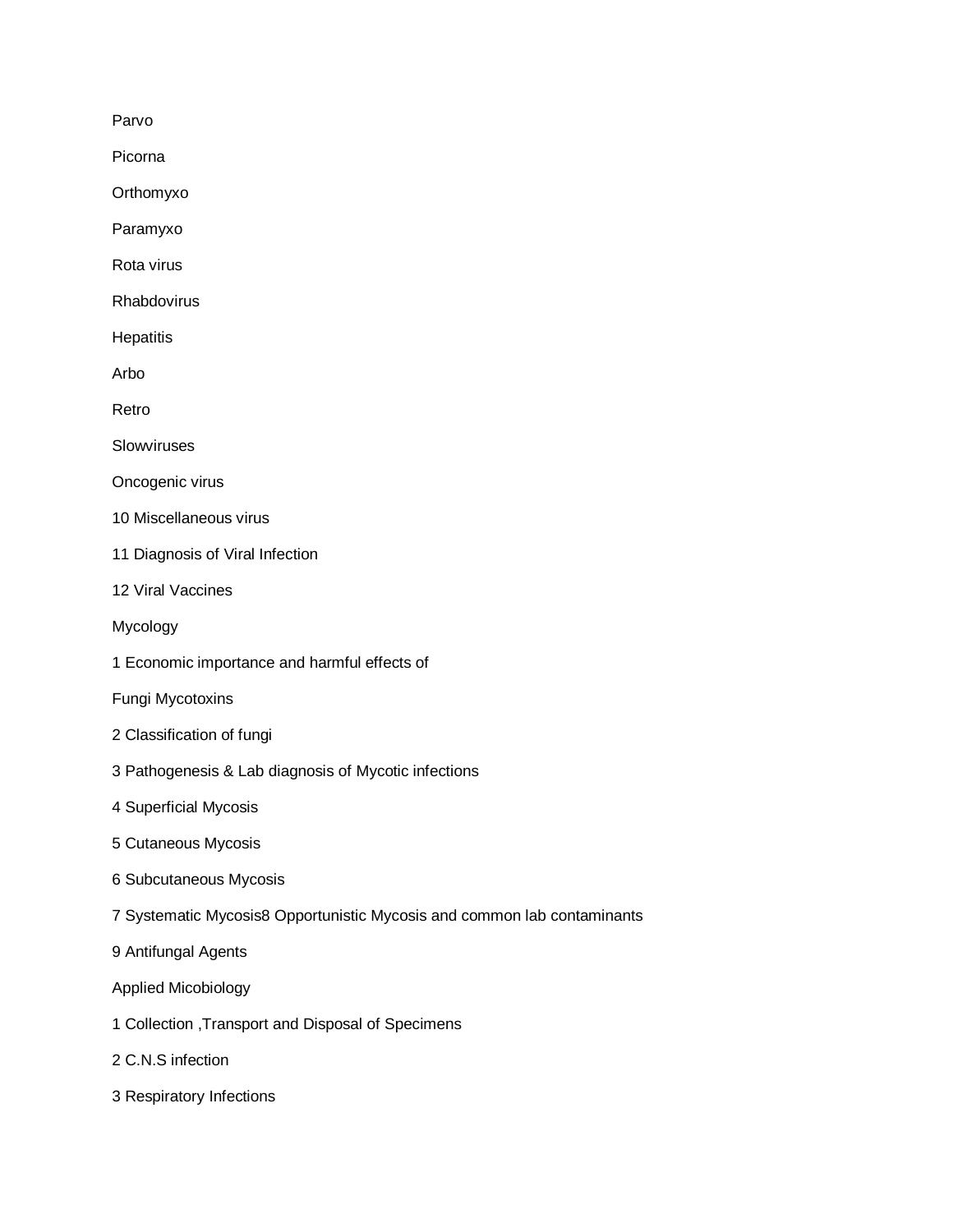Parvo

Picorna

Orthomyxo

Paramyxo

Rota virus

Rhabdovirus

Hepatitis

Arbo

Retro

Slowviruses

Oncogenic virus

10 Miscellaneous virus

11 Diagnosis of Viral Infection

12 Viral Vaccines

Mycology

1 Economic importance and harmful effects of

Fungi Mycotoxins

2 Classification of fungi

3 Pathogenesis & Lab diagnosis of Mycotic infections

4 Superficial Mycosis

5 Cutaneous Mycosis

6 Subcutaneous Mycosis

7 Systematic Mycosis8 Opportunistic Mycosis and common lab contaminants

9 Antifungal Agents

Applied Micobiology

1 Collection ,Transport and Disposal of Specimens

2 C.N.S infection

3 Respiratory Infections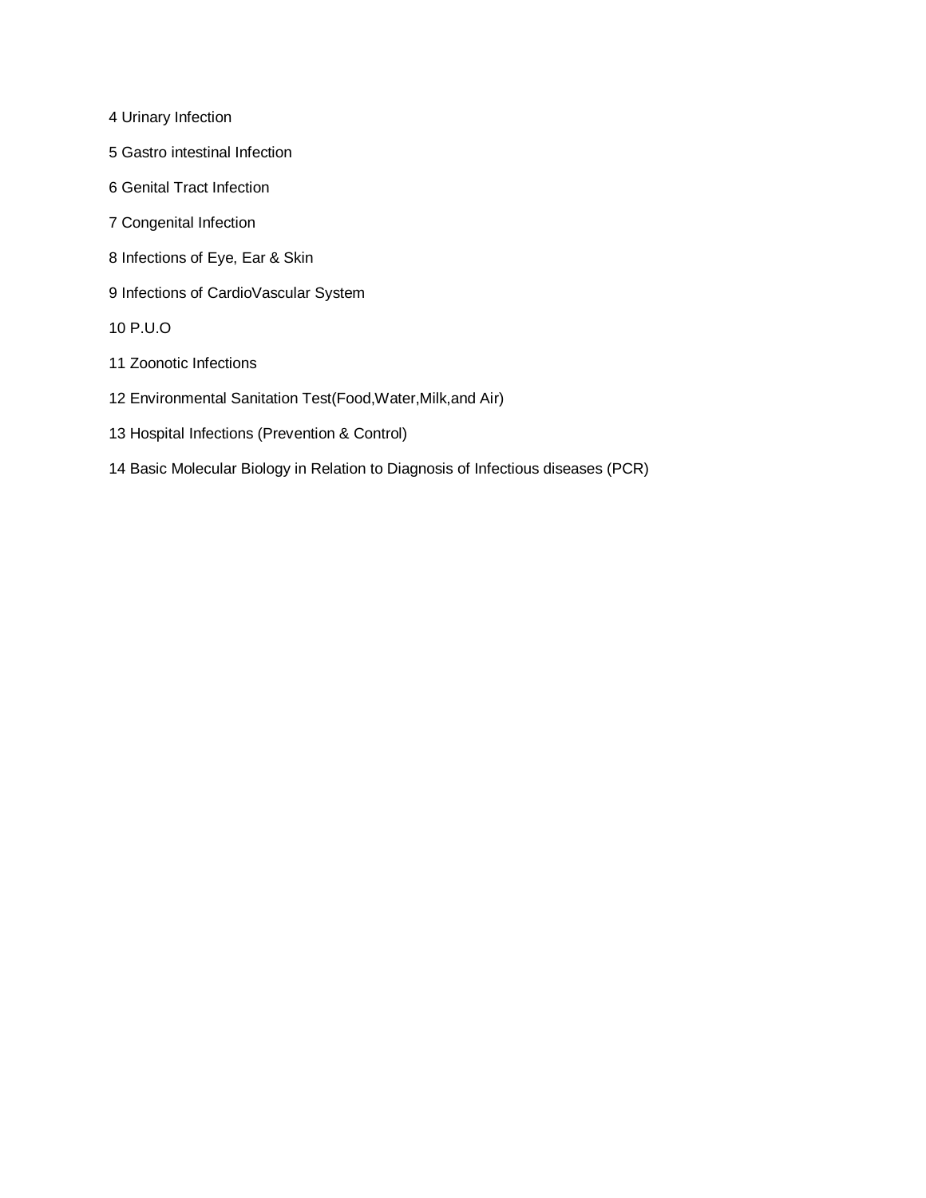4 Urinary Infection

5 Gastro intestinal Infection

6 Genital Tract Infection

7 Congenital Infection

8 Infections of Eye, Ear & Skin

9 Infections of CardioVascular System

10 P.U.O

11 Zoonotic Infections

12 Environmental Sanitation Test(Food,Water,Milk,and Air)

13 Hospital Infections (Prevention & Control)

14 Basic Molecular Biology in Relation to Diagnosis of Infectious diseases (PCR)